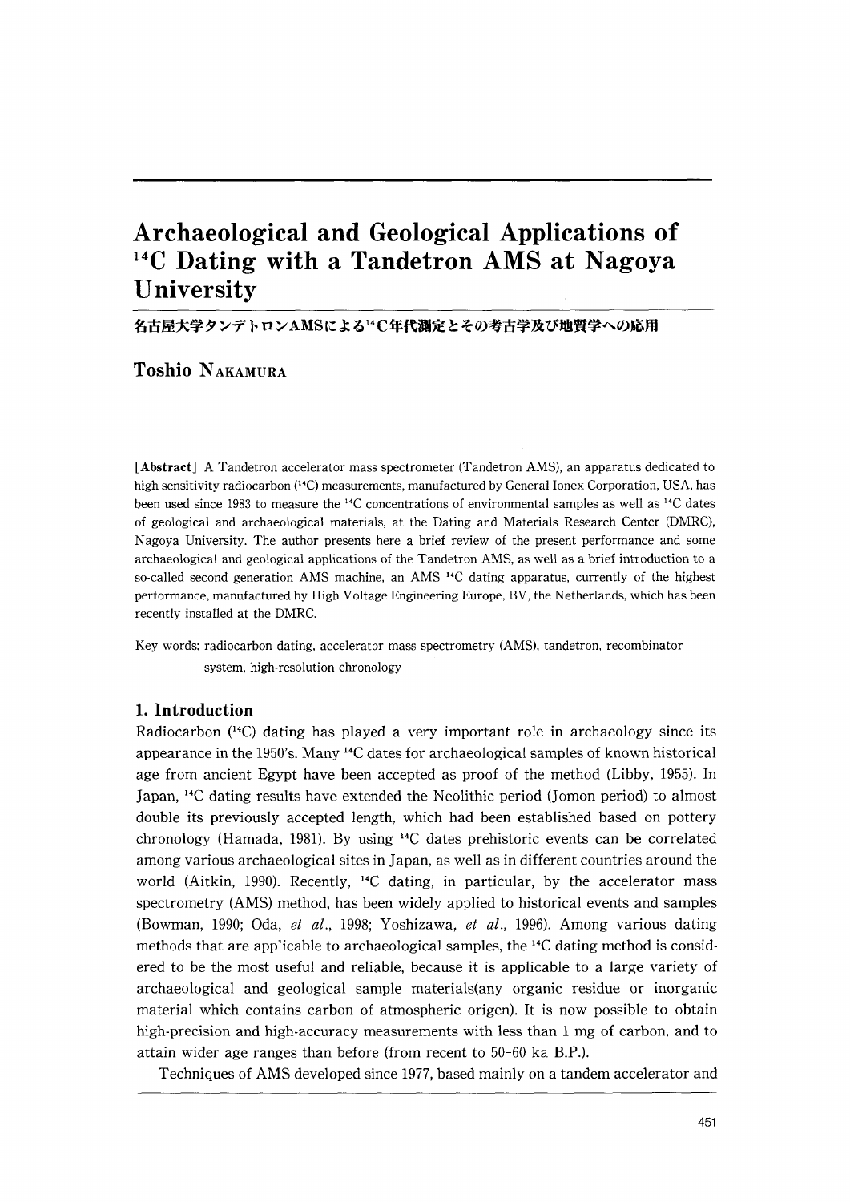# Archaeological and Geological Applications of $^{14}$C Dating with a Tandetron AMS at Nagoya University

名古屋大学タンデトロンAMSによる$^{14}$C年代測定とその考古学及び地質学への応用

**Toshio NAKAMURA**

[**Abstract**] A Tandetron accelerator mass spectrometer (Tandetron AMS), an apparatus dedicated to high sensitivity radiocarbon ($^{14}$C) measurements, manufactured by General Ionex Corporation, USA, has been used since 1983 to measure the $^{14}$C concentrations of environmental samples as well as $^{14}$C dates of geological and archaeological materials, at the Dating and Materials Research Center (DMRC), Nagoya University. The author presents here a brief review of the present performance and some archaeological and geological applications of the Tandetron AMS, as well as a brief introduction to a so-called second generation AMS machine, an AMS $^{14}$C dating apparatus, currently of the highest performance, manufactured by High Voltage Engineering Europe, BV, the Netherlands, which has been recently installed at the DMRC.

Key words: radiocarbon dating, accelerator mass spectrometry (AMS), tandetron, recombinator system, high-resolution chronology

## 1. Introduction

Radiocarbon ($^{14}$C) dating has played a very important role in archaeology since its appearance in the 1950's. Many $^{14}$C dates for archaeological samples of known historical age from ancient Egypt have been accepted as proof of the method (Libby, 1955). In Japan, $^{14}$C dating results have extended the Neolithic period (Jomon period) to almost double its previously accepted length, which had been established based on pottery chronology (Hamada, 1981). By using $^{14}$C dates prehistoric events can be correlated among various archaeological sites in Japan, as well as in different countries around the world (Aitkin, 1990). Recently, $^{14}$C dating, in particular, by the accelerator mass spectrometry (AMS) method, has been widely applied to historical events and samples (Bowman, 1990; Oda, *et al*., 1998; Yoshizawa, *et al*., 1996). Among various dating methods that are applicable to archaeological samples, the $^{14}$C dating method is considered to be the most useful and reliable, because it is applicable to a large variety of archaeological and geological sample materials(any organic residue or inorganic material which contains carbon of atmospheric origen). It is now possible to obtain high-precision and high-accuracy measurements with less than 1 mg of carbon, and to attain wider age ranges than before (from recent to 50-60 ka B.P.).

Techniques of AMS developed since 1977, based mainly on a tandem accelerator and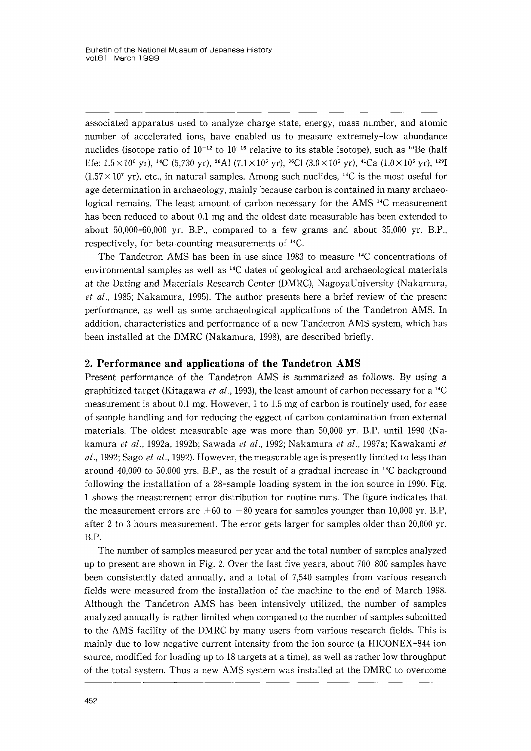associated apparatus used to analyze charge state, energy, mass number, and atomic number of accelerated ions, have enabled us to measure extremely-low abundance nuclides (isotope ratio of $10^{-12}$ to $10^{-16}$ relative to its stable isotope), such as $^{10}$Be (half life: $1.5 \times 10^{6}$ yr), $^{14}$C (5,730 yr), $^{26}$Al ($7.1 \times 10^{5}$ yr), $^{36}$Cl ($3.0 \times 10^{5}$ yr), $^{41}$Ca ($1.0 \times 10^{5}$ yr), $^{129}$I ($1.57 \times 10^{7}$ yr), etc., in natural samples. Among such nuclides, $^{14}$C is the most useful for age determination in archaeology, mainly because carbon is contained in many archaeological remains. The least amount of carbon necessary for the AMS $^{14}$C measurement has been reduced to about 0.1 mg and the oldest date measurable has been extended to about 50,000–60,000 yr. B.P., compared to a few grams and about 35,000 yr. B.P., respectively, for beta-counting measurements of $^{14}$C.

The Tandetron AMS has been in use since 1983 to measure $^{14}$C concentrations of environmental samples as well as $^{14}$C dates of geological and archaeological materials at the Dating and Materials Research Center (DMRC), NagoyaUniversity (Nakamura, *et al*., 1985; Nakamura, 1995). The author presents here a brief review of the present performance, as well as some archaeological applications of the Tandetron AMS. In addition, characteristics and performance of a new Tandetron AMS system, which has been installed at the DMRC (Nakamura, 1998), are described briefly.

## 2. Performance and applications of the Tandetron AMS

Present performance of the Tandetron AMS is summarized as follows. By using a graphitized target (Kitagawa *et al*., 1993), the least amount of carbon necessary for a $^{14}$C measurement is about 0.1 mg. However, 1 to 1.5 mg of carbon is routinely used, for ease of sample handling and for reducing the eggect of carbon contamination from external materials. The oldest measurable age was more than 50,000 yr. B.P. until 1990 (Nakamura *et al*., 1992a, 1992b; Sawada *et al*., 1992; Nakamura *et al*., 1997a; Kawakami *et al*., 1992; Sago *et al*., 1992). However, the measurable age is presently limited to less than around 40,000 to 50,000 yrs. B.P., as the result of a gradual increase in $^{14}$C background following the installation of a 28-sample loading system in the ion source in 1990. Fig. 1 shows the measurement error distribution for routine runs. The figure indicates that the measurement errors are $\pm 60$ to $\pm 80$ years for samples younger than 10,000 yr. B.P, after 2 to 3 hours measurement. The error gets larger for samples older than 20,000 yr. B.P.

The number of samples measured per year and the total number of samples analyzed up to present are shown in Fig. 2. Over the last five years, about 700–800 samples have been consistently dated annually, and a total of 7,540 samples from various research fields were measured from the installation of the machine to the end of March 1998. Although the Tandetron AMS has been intensively utilized, the number of samples analyzed annually is rather limited when compared to the number of samples submitted to the AMS facility of the DMRC by many users from various research fields. This is mainly due to low negative current intensity from the ion source (a HICONEX-844 ion source, modified for loading up to 18 targets at a time), as well as rather low throughput of the total system. Thus a new AMS system was installed at the DMRC to overcome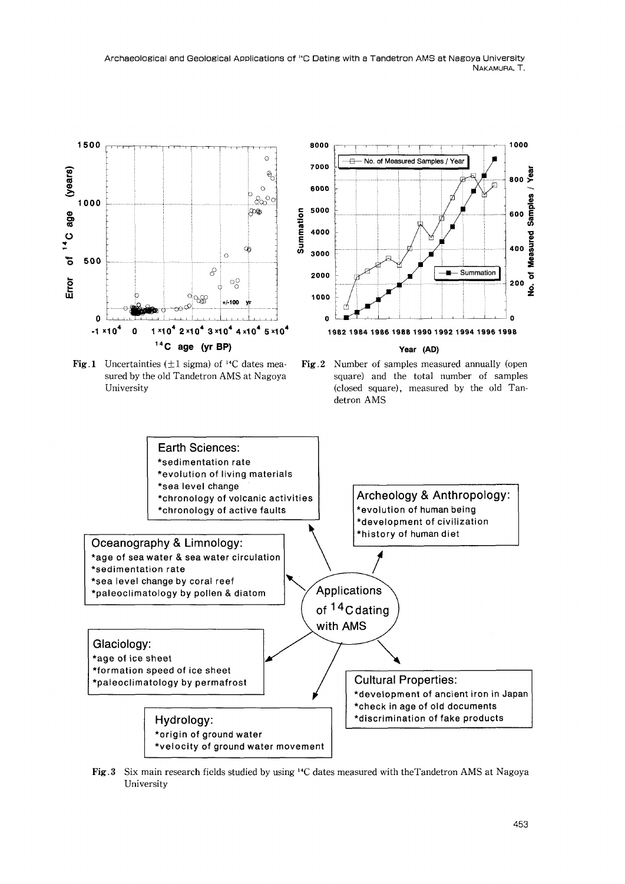Fig. 1 Uncertainties (±1 sigma) of $^{14}C$ dates measured by the old Tandetron AMS at Nagoya University

Fig. 2 Number of samples measured annually (open square) and the total number of samples (closed square), measured by the old Tandetron AMS

**Applications of $^{14}C$ dating with AMS**

**Earth Sciences:**
*sedimentation rate
*evolution of living materials
*sea level change
*chronology of volcanic activities
*chronology of active faults

**Archeology & Anthropology:**
*evolution of human being
*development of civilization
*history of human diet

**Oceanography & Limnology:**
*age of sea water & sea water circulation
*sedimentation rate
*sea level change by coral reef
*paleoclimatology by pollen & diatom

**Glaciology:**
*age of ice sheet
*formation speed of ice sheet
*paleoclimatology by permafrost

**Cultural Properties:**
*development of ancient iron in Japan
*check in age of old documents
*discrimination of fake products

**Hydrology:**
*origin of ground water
*velocity of ground water movement

Fig. 3 Six main research fields studied by using $^{14}C$ dates measured with theTandetron AMS at Nagoya University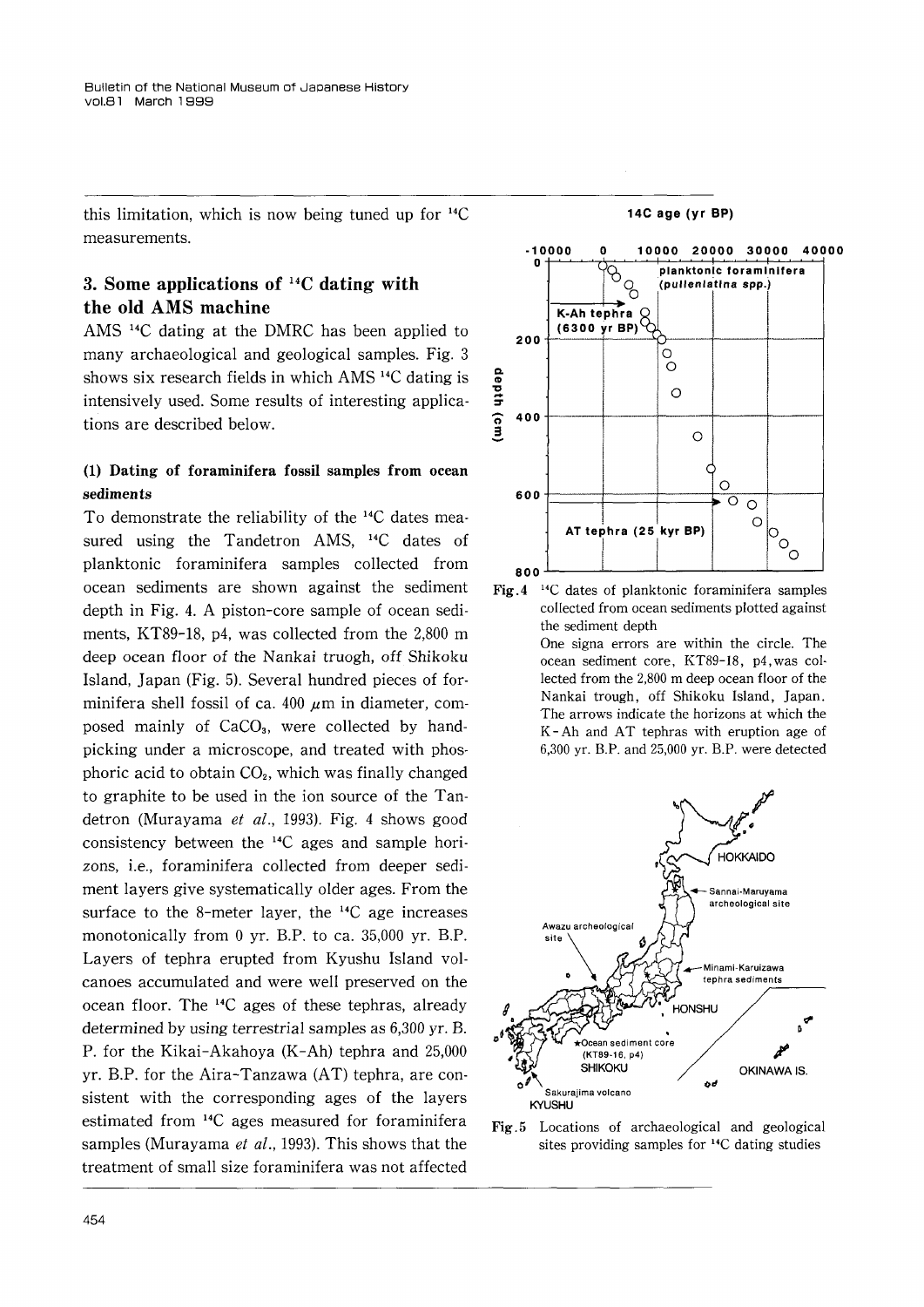this limitation, which is now being tuned up for $^{14}C$ measurements.

## 3. Some applications of $^{14}C$ dating with the old AMS machine

AMS $^{14}C$ dating at the DMRC has been applied to many archaeological and geological samples. Fig. 3 shows six research fields in which AMS $^{14}C$ dating is intensively used. Some results of interesting applications are described below.

### (1) Dating of foraminifera fossil samples from ocean sediments

To demonstrate the reliability of the $^{14}C$ dates measured using the Tandetron AMS, $^{14}C$ dates of planktonic foraminifera samples collected from ocean sediments are shown against the sediment depth in Fig. 4. A piston-core sample of ocean sediments, KT89-18, p4, was collected from the 2,800 m deep ocean floor of the Nankai truogh, off Shikoku Island, Japan (Fig. 5). Several hundred pieces of forminifera shell fossil of ca. 400 $\mu$m in diameter, composed mainly of $CaCO_3$, were collected by hand-picking under a microscope, and treated with phosphoric acid to obtain $CO_2$, which was finally changed to graphite to be used in the ion source of the Tandetron (Murayama *et al.*, 1993). Fig. 4 shows good consistency between the $^{14}C$ ages and sample horizons, i.e., foraminifera collected from deeper sediment layers give systematically older ages. From the surface to the 8-meter layer, the $^{14}C$ age increases monotonically from 0 yr. B.P. to ca. 35,000 yr. B.P. Layers of tephra erupted from Kyushu Island volcanoes accumulated and were well preserved on the ocean floor. The $^{14}C$ ages of these tephras, already determined by using terrestrial samples as 6,300 yr. B. P. for the Kikai-Akahoya (K-Ah) tephra and 25,000 yr. B.P. for the Aira-Tanzawa (AT) tephra, are consistent with the corresponding ages of the layers estimated from $^{14}C$ ages measured for foraminifera samples (Murayama *et al.*, 1993). This shows that the treatment of small size foraminifera was not affected

Fig.4 $^{14}C$ dates of planktonic foraminifera samples collected from ocean sediments plotted against the sediment depth
One signa errors are within the circle. The ocean sediment core, KT89-18, p4, was collected from the 2,800 m deep ocean floor of the Nankai trough, off Shikoku Island, Japan. The arrows indicate the horizons at which the K-Ah and AT tephras with eruption age of 6,300 yr. B.P. and 25,000 yr. B.P. were detected

Fig.5 Locations of archaeological and geological sites providing samples for $^{14}C$ dating studies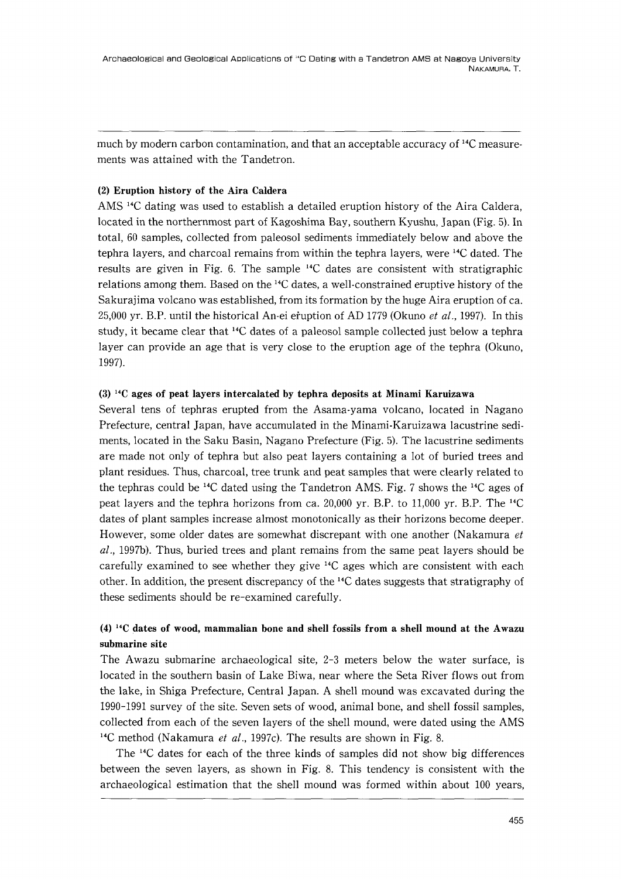much by modern carbon contamination, and that an acceptable accuracy of $^{14}C$ measurements was attained with the Tandetron.

#### (2) Eruption history of the Aira Caldera

AMS $^{14}C$ dating was used to establish a detailed eruption history of the Aira Caldera, located in the northernmost part of Kagoshima Bay, southern Kyushu, Japan (Fig. 5). In total, 60 samples, collected from paleosol sediments immediately below and above the tephra layers, and charcoal remains from within the tephra layers, were $^{14}C$ dated. The results are given in Fig. 6. The sample $^{14}C$ dates are consistent with stratigraphic relations among them. Based on the $^{14}C$ dates, a well-constrained eruptive history of the Sakurajima volcano was established, from its formation by the huge Aira eruption of ca. 25,000 yr. B.P. until the historical An-ei eruption of AD 1779 (Okuno *et al.*, 1997). In this study, it became clear that $^{14}C$ dates of a paleosol sample collected just below a tephra layer can provide an age that is very close to the eruption age of the tephra (Okuno, 1997).

#### (3) $^{14}C$ ages of peat layers intercalated by tephra deposits at Minami Karuizawa

Several tens of tephras erupted from the Asama-yama volcano, located in Nagano Prefecture, central Japan, have accumulated in the Minami-Karuizawa lacustrine sediments, located in the Saku Basin, Nagano Prefecture (Fig. 5). The lacustrine sediments are made not only of tephra but also peat layers containing a lot of buried trees and plant residues. Thus, charcoal, tree trunk and peat samples that were clearly related to the tephras could be $^{14}C$ dated using the Tandetron AMS. Fig. 7 shows the $^{14}C$ ages of peat layers and the tephra horizons from ca. 20,000 yr. B.P. to 11,000 yr. B.P. The $^{14}C$ dates of plant samples increase almost monotonically as their horizons become deeper. However, some older dates are somewhat discrepant with one another (Nakamura *et al.*, 1997b). Thus, buried trees and plant remains from the same peat layers should be carefully examined to see whether they give $^{14}C$ ages which are consistent with each other. In addition, the present discrepancy of the $^{14}C$ dates suggests that stratigraphy of these sediments should be re-examined carefully.

#### (4) $^{14}C$ dates of wood, mammalian bone and shell fossils from a shell mound at the Awazu submarine site

The Awazu submarine archaeological site, 2-3 meters below the water surface, is located in the southern basin of Lake Biwa, near where the Seta River flows out from the lake, in Shiga Prefecture, Central Japan. A shell mound was excavated during the 1990-1991 survey of the site. Seven sets of wood, animal bone, and shell fossil samples, collected from each of the seven layers of the shell mound, were dated using the AMS $^{14}C$ method (Nakamura *et al.*, 1997c). The results are shown in Fig. 8.

The $^{14}C$ dates for each of the three kinds of samples did not show big differences between the seven layers, as shown in Fig. 8. This tendency is consistent with the archaeological estimation that the shell mound was formed within about 100 years,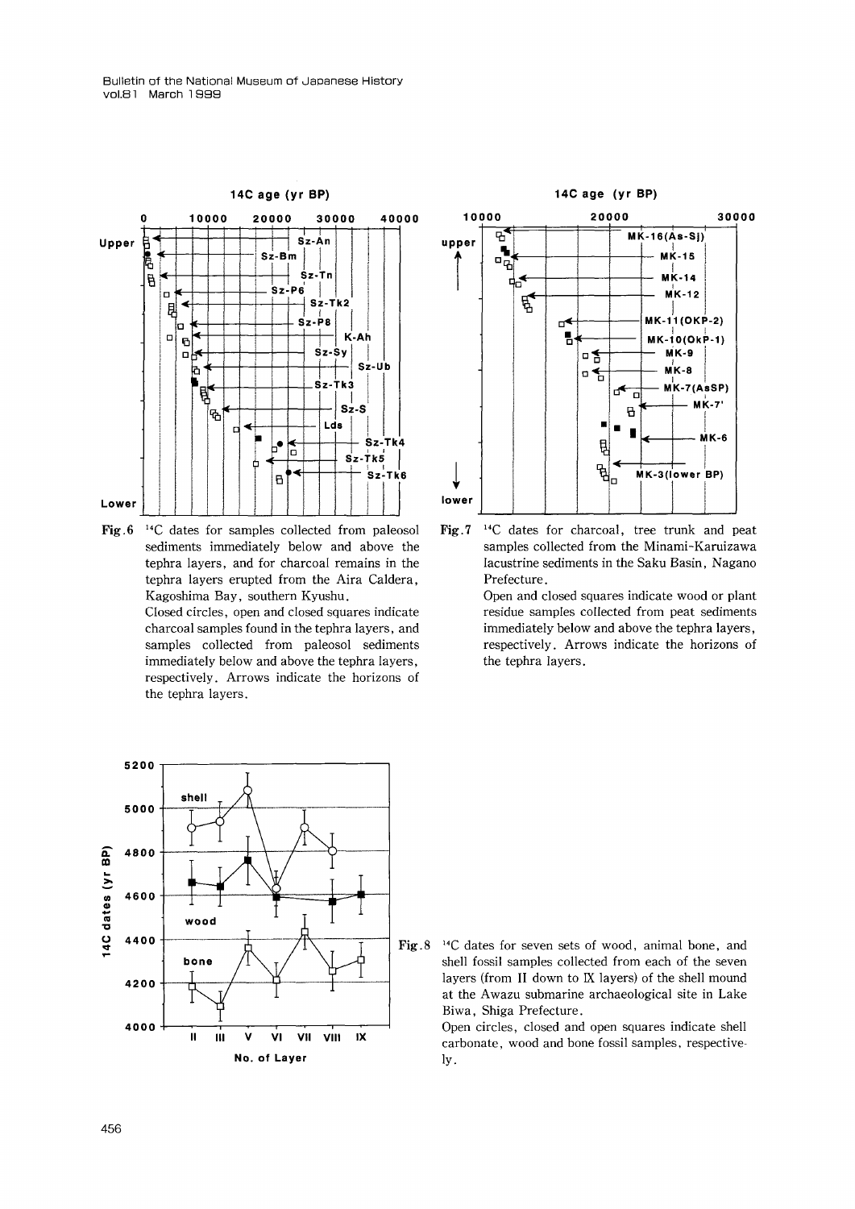Fig. 6 $^{14}$C dates for samples collected from paleosol sediments immediately below and above the tephra layers, and for charcoal remains in the tephra layers erupted from the Aira Caldera, Kagoshima Bay, southern Kyushu.
Closed circles, open and closed squares indicate charcoal samples found in the tephra layers, and samples collected from paleosol sediments immediately below and above the tephra layers, respectively. Arrows indicate the horizons of the tephra layers.

Fig. 7 $^{14}$C dates for charcoal, tree trunk and peat samples collected from the Minami-Karuizawa lacustrine sediments in the Saku Basin, Nagano Prefecture.
Open and closed squares indicate wood or plant residue samples collected from peat sediments immediately below and above the tephra layers, respectively. Arrows indicate the horizons of the tephra layers.

Fig. 8 $^{14}$C dates for seven sets of wood, animal bone, and shell fossil samples collected from each of the seven layers (from II down to IX layers) of the shell mound at the Awazu submarine archaeological site in Lake Biwa, Shiga Prefecture.
Open circles, closed and open squares indicate shell carbonate, wood and bone fossil samples, respectively.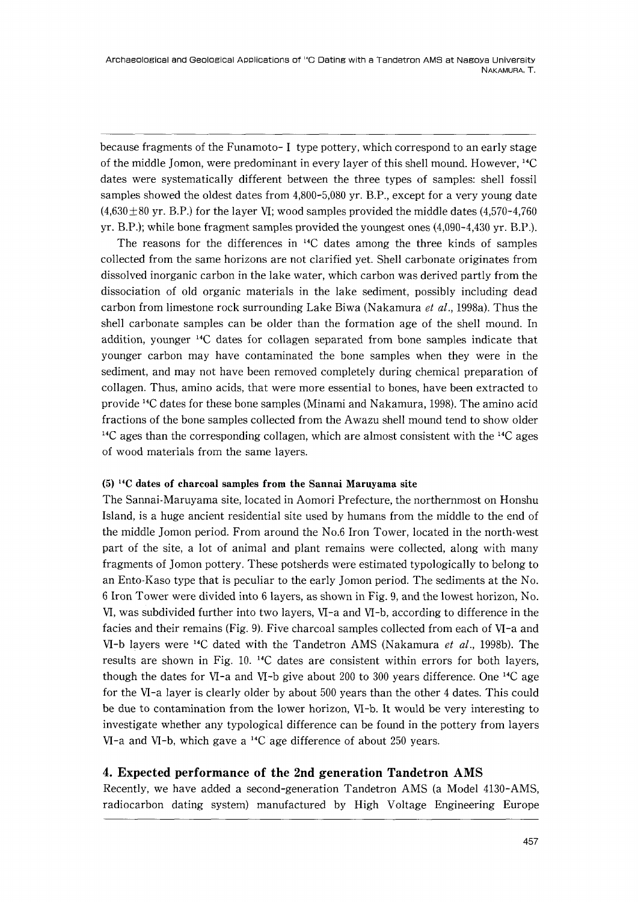because fragments of the Funamoto- I type pottery, which correspond to an early stage of the middle Jomon, were predominant in every layer of this shell mound. However, $^{14}C$ dates were systematically different between the three types of samples: shell fossil samples showed the oldest dates from 4,800–5,080 yr. B.P., except for a very young date (4,630±80 yr. B.P.) for the layer VI; wood samples provided the middle dates (4,570–4,760 yr. B.P.); while bone fragment samples provided the youngest ones (4,090–4,430 yr. B.P.).

The reasons for the differences in $^{14}C$ dates among the three kinds of samples collected from the same horizons are not clarified yet. Shell carbonate originates from dissolved inorganic carbon in the lake water, which carbon was derived partly from the dissociation of old organic materials in the lake sediment, possibly including dead carbon from limestone rock surrounding Lake Biwa (Nakamura *et al*., 1998a). Thus the shell carbonate samples can be older than the formation age of the shell mound. In addition, younger $^{14}C$ dates for collagen separated from bone samples indicate that younger carbon may have contaminated the bone samples when they were in the sediment, and may not have been removed completely during chemical preparation of collagen. Thus, amino acids, that were more essential to bones, have been extracted to provide $^{14}C$ dates for these bone samples (Minami and Nakamura, 1998). The amino acid fractions of the bone samples collected from the Awazu shell mound tend to show older $^{14}C$ ages than the corresponding collagen, which are almost consistent with the $^{14}C$ ages of wood materials from the same layers.

#### (5) $^{14}C$ dates of charcoal samples from the Sannai Maruyama site

The Sannai-Maruyama site, located in Aomori Prefecture, the northernmost on Honshu Island, is a huge ancient residential site used by humans from the middle to the end of the middle Jomon period. From around the No.6 Iron Tower, located in the north-west part of the site, a lot of animal and plant remains were collected, along with many fragments of Jomon pottery. These potsherds were estimated typologically to belong to an Ento-Kaso type that is peculiar to the early Jomon period. The sediments at the No. 6 Iron Tower were divided into 6 layers, as shown in Fig. 9, and the lowest horizon, No. VI, was subdivided further into two layers, VI-a and VI-b, according to difference in the facies and their remains (Fig. 9). Five charcoal samples collected from each of VI-a and VI-b layers were $^{14}C$ dated with the Tandetron AMS (Nakamura *et al*., 1998b). The results are shown in Fig. 10. $^{14}C$ dates are consistent within errors for both layers, though the dates for VI-a and VI-b give about 200 to 300 years difference. One $^{14}C$ age for the VI-a layer is clearly older by about 500 years than the other 4 dates. This could be due to contamination from the lower horizon, VI-b. It would be very interesting to investigate whether any typological difference can be found in the pottery from layers VI-a and VI-b, which gave a $^{14}C$ age difference of about 250 years.

## 4. Expected performance of the 2nd generation Tandetron AMS

Recently, we have added a second-generation Tandetron AMS (a Model 4130-AMS, radiocarbon dating system) manufactured by High Voltage Engineering Europe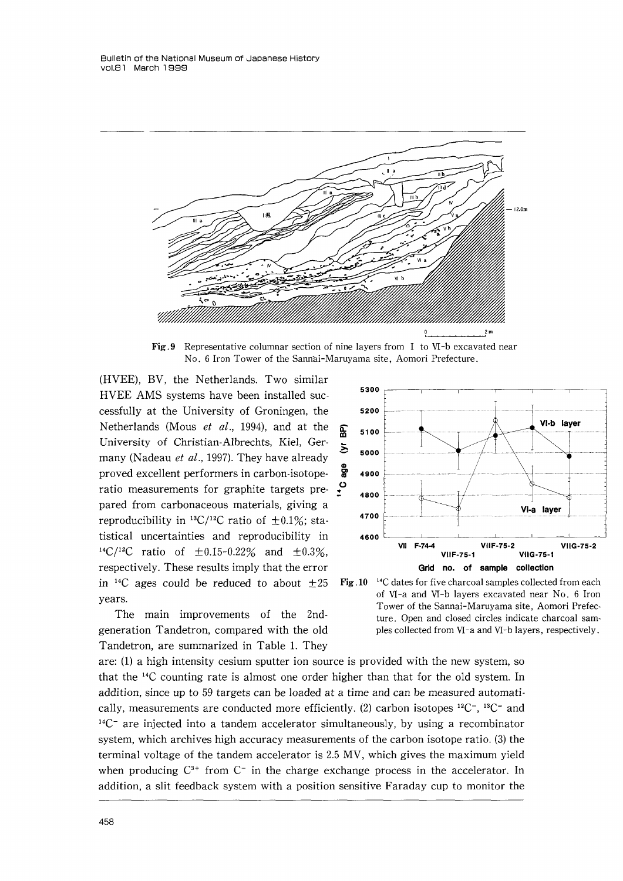Fig. 9 Representative columnar section of nine layers from I to VI-b excavated near No. 6 Iron Tower of the Sannai-Maruyama site, Aomori Prefecture.

(HVEE), BV, the Netherlands. Two similar HVEE AMS systems have been installed successfully at the University of Groningen, the Netherlands (Mous *et al.*, 1994), and at the University of Christian-Albrechts, Kiel, Germany (Nadeau *et al.*, 1997). They have already proved excellent performers in carbon-isotope-ratio measurements for graphite targets prepared from carbonaceous materials, giving a reproducibility in $^{13}C/^{12}C$ ratio of $\pm 0.1\%$; statistical uncertainties and reproducibility in $^{14}C/^{12}C$ ratio of $\pm 0.15$-$0.22\%$ and $\pm 0.3\%$, respectively. These results imply that the error in $^{14}C$ ages could be reduced to about $\pm 25$ years.

Fig. 10 $^{14}C$ dates for five charcoal samples collected from each of VI-a and VI-b layers excavated near No. 6 Iron Tower of the Sannai-Maruyama site, Aomori Prefecture. Open and closed circles indicate charcoal samples collected from VI-a and VI-b layers, respectively.

The main improvements of the 2nd-generation Tandetron, compared with the old Tandetron, are summarized in Table 1. They are: (1) a high intensity cesium sputter ion source is provided with the new system, so that the $^{14}C$ counting rate is almost one order higher than that for the old system. In addition, since up to 59 targets can be loaded at a time and can be measured automatically, measurements are conducted more efficiently. (2) carbon isotopes $^{12}C^-$, $^{13}C^-$ and $^{14}C^-$ are injected into a tandem accelerator simultaneously, by using a recombinator system, which archives high accuracy measurements of the carbon isotope ratio. (3) the terminal voltage of the tandem accelerator is 2.5 MV, which gives the maximum yield when producing $C^{3+}$ from $C^-$ in the charge exchange process in the accelerator. In addition, a slit feedback system with a position sensitive Faraday cup to monitor the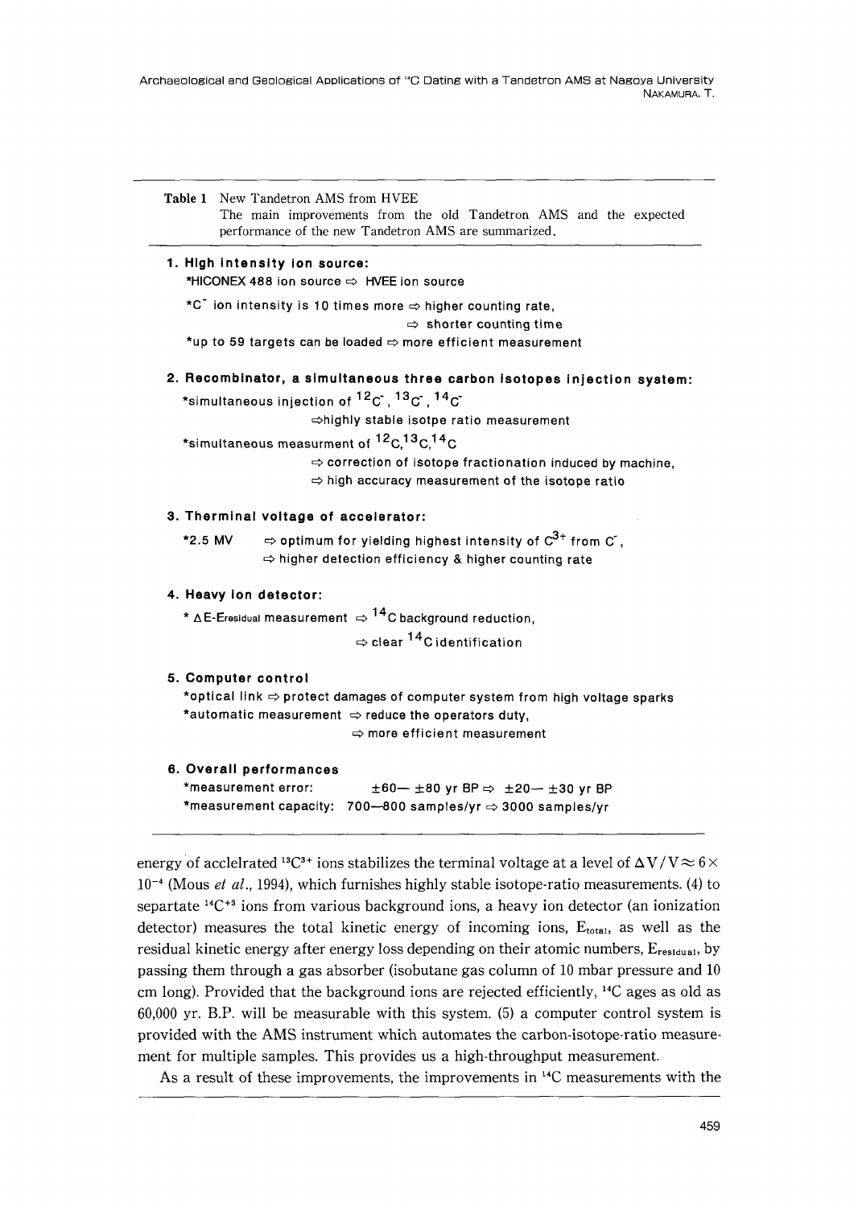**Table 1** New Tandetron AMS from HVEE
The main improvements from the old Tandetron AMS and the expected performance of the new Tandetron AMS are summarized.

**1. High intensity ion source:**

*HICONEX 488 ion source ⇨ HVEE ion source

*$C^-$ ion intensity is 10 times more ⇨ higher counting rate,
⇨ shorter counting time

*up to 59 targets can be loaded ⇨ more efficient measurement

**2. Recombinator, a simultaneous three carbon isotopes injection system:**

*simultaneous injection of $^{12}C^-$, $^{13}C^-$, $^{14}C^-$
⇨highly stable isotpe ratio measurement

*simultaneous measurment of $^{12}C$,$^{13}C$,$^{14}C$
⇨ correction of isotope fractionation induced by machine,
⇨ high accuracy measurement of the isotope ratio

**3. Therminal voltage of accelerator:**

*2.5 MV ⇨ optimum for yielding highest intensity of $C^{3+}$ from $C^-$,
⇨ higher detection efficiency & higher counting rate

**4. Heavy ion detector:**

* $\Delta E$-$E_{Residual}$ measurement ⇨ $^{14}C$ background reduction,
⇨ clear $^{14}C$ identification

**5. Computer control**

*optical link ⇨ protect damages of computer system from high voltage sparks

*automatic measurement ⇨ reduce the operators duty,
⇨ more efficient measurement

**6. Overall performances**

*measurement error: ±60— ±80 yr BP ⇨ ±20— ±30 yr BP

*measurement capacity: 700—800 samples/yr ⇨ 3000 samples/yr

energy of acclelrated $^{13}C^{3+}$ ions stabilizes the terminal voltage at a level of $\Delta V/V \approx 6 \times 10^{-4}$ (Mous *et al*., 1994), which furnishes highly stable isotope-ratio measurements. (4) to separtate $^{14}C^{+3}$ ions from various background ions, a heavy ion detector (an ionization detector) measures the total kinetic energy of incoming ions, $E_{total}$, as well as the residual kinetic energy after energy loss depending on their atomic numbers, $E_{residual}$, by passing them through a gas absorber (isobutane gas column of 10 mbar pressure and 10 cm long). Provided that the background ions are rejected efficiently, $^{14}C$ ages as old as 60,000 yr. B.P. will be measurable with this system. (5) a computer control system is provided with the AMS instrument which automates the carbon-isotope-ratio measurement for multiple samples. This provides us a high-throughput measurement.

As a result of these improvements, the improvements in $^{14}C$ measurements with the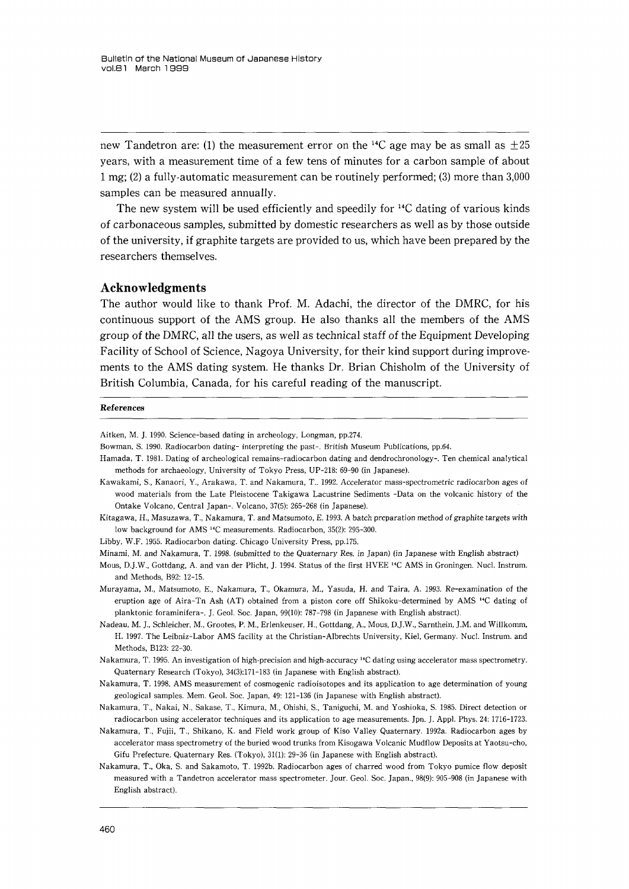new Tandetron are: (1) the measurement error on the $^{14}C$ age may be as small as $\pm 25$ years, with a measurement time of a few tens of minutes for a carbon sample of about 1 mg; (2) a fully-automatic measurement can be routinely performed; (3) more than 3,000 samples can be measured annually.

The new system will be used efficiently and speedily for $^{14}C$ dating of various kinds of carbonaceous samples, submitted by domestic researchers as well as by those outside of the university, if graphite targets are provided to us, which have been prepared by the researchers themselves.

## Acknowledgments

The author would like to thank Prof. M. Adachi, the director of the DMRC, for his continuous support of the AMS group. He also thanks all the members of the AMS group of the DMRC, all the users, as well as technical staff of the Equipment Developing Facility of School of Science, Nagoya University, for their kind support during improvements to the AMS dating system. He thanks Dr. Brian Chisholm of the University of British Columbia, Canada, for his careful reading of the manuscript.

### References

Aitken, M. J. 1990. Science-based dating in archeology, Longman, pp.274.

Bowman, S. 1990. Radiocarbon dating- interpreting the past-. British Museum Publications, pp.64.

Hamada, T. 1981. Dating of archeological remains-radiocarbon dating and dendrochronology-. Ten chemical analytical methods for archaeology, University of Tokyo Press, UP-218: 69-90 (in Japanese).

Kawakami, S., Kanaori, Y., Arakawa, T. and Nakamura, T.. 1992. Accelerator mass-spectrometric radiocarbon ages of wood materials from the Late Pleistocene Takigawa Lacustrine Sediments -Data on the volcanic history of the Ontake Volcano, Central Japan-. Volcano, 37(5): 265-268 (in Japanese).

Kitagawa, H., Masuzawa, T., Nakamura, T. and Matsumoto, E. 1993. A batch preparation method of graphite targets with low background for AMS $^{14}C$ measurements. Radiocarbon, 35(2): 295-300.

Libby, W.F. 1955. Radiocarbon dating. Chicago University Press, pp.175.

Minami, M. and Nakamura, T. 1998. (submitted to the Quaternary Res. in Japan) (in Japanese with English abstract)

Mous, D.J.W., Gottdang, A. and van der Plicht, J. 1994. Status of the first HVEE $^{14}C$ AMS in Groningen. Nucl. Instrum. and Methods, B92: 12-15.

Murayama, M., Matsumoto, E., Nakamura, T., Okamura, M., Yasuda, H. and Taira, A. 1993. Re-examination of the eruption age of Aira-Tn Ash (AT) obtained from a piston core off Shikoku-determined by AMS $^{14}C$ dating of planktonic foraminifera-. J. Geol. Soc. Japan, 99(10): 787-798 (in Japanese with English abstract).

Nadeau, M. J., Schleicher, M., Grootes, P. M., Erlenkeuser, H., Gottdang, A., Mous, D.J.W., Sarnthein, J.M. and Willkomm, H. 1997. The Leibniz-Labor AMS facility at the Christian-Albrechts University, Kiel, Germany. Nucl. Instrum. and Methods, B123: 22-30.

Nakamura, T. 1995. An investigation of high-precision and high-accuracy $^{14}C$ dating using accelerator mass spectrometry. Quaternary Research (Tokyo), 34(3):171-183 (in Japanese with English abstract).

Nakamura, T. 1998. AMS measurement of cosmogenic radioisotopes and its application to age determination of young geological samples. Mem. Geol. Soc. Japan, 49: 121-136 (in Japanese with English abstract).

Nakamura, T., Nakai, N., Sakase, T., Kimura, M., Ohishi, S., Taniguchi, M. and Yoshioka, S. 1985. Direct detection or radiocarbon using accelerator techniques and its application to age measurements. Jpn. J. Appl. Phys. 24: 1716-1723.

Nakamura, T., Fujii, T., Shikano, K. and Field work group of Kiso Valley Quaternary. 1992a. Radiocarbon ages by accelerator mass spectrometry of the buried wood trunks from Kisogawa Volcanic Mudflow Deposits at Yaotsu-cho, Gifu Prefecture. Quaternary Res. (Tokyo), 31(1): 29-36 (in Japanese with English abstract).

Nakamura, T., Oka, S. and Sakamoto, T. 1992b. Radiocarbon ages of charred wood from Tokyo pumice flow deposit measured with a Tandetron accelerator mass spectrometer. Jour. Geol. Soc. Japan., 98(9): 905-908 (in Japanese with English abstract).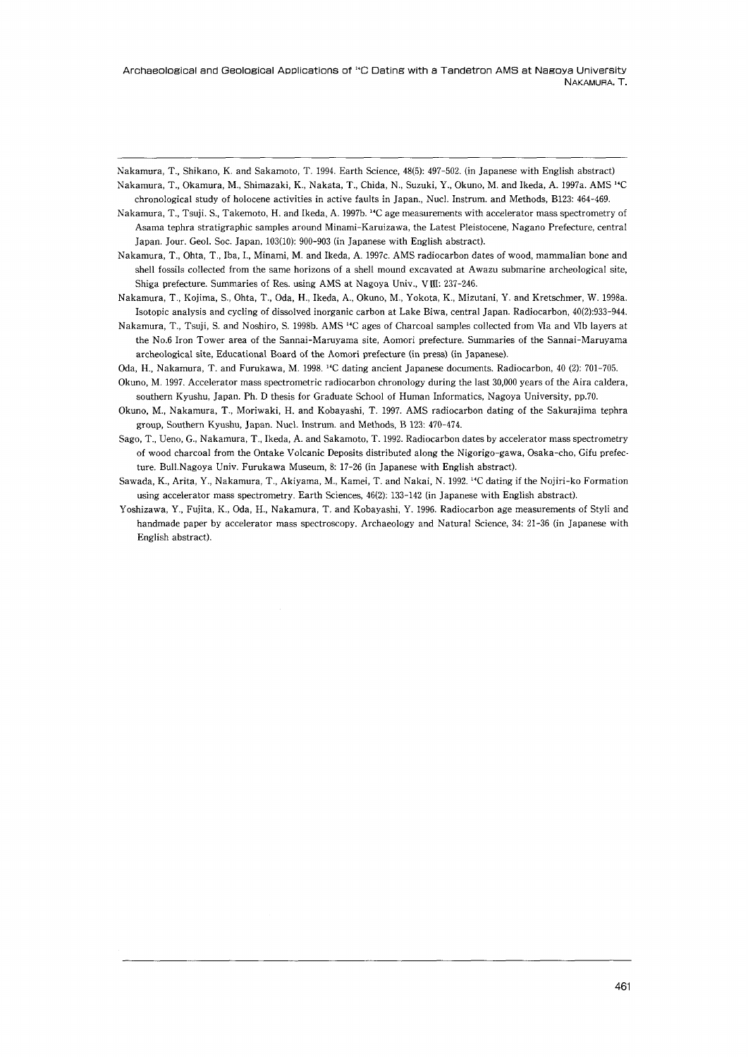Nakamura, T., Shikano, K. and Sakamoto, T. 1994. Earth Science, 48(5): 497-502. (in Japanese with English abstract)

Nakamura, T., Okamura, M., Shimazaki, K., Nakata, T., Chida, N., Suzuki, Y., Okuno, M. and Ikeda, A. 1997a. AMS $^{14}C$ chronological study of holocene activities in active faults in Japan., Nucl. Instrum. and Methods, B123: 464-469.

Nakamura, T., Tsuji. S., Takemoto, H. and Ikeda, A. 1997b. $^{14}C$ age measurements with accelerator mass spectrometry of Asama tephra stratigraphic samples around Minami-Karuizawa, the Latest Pleistocene, Nagano Prefecture, central Japan. Jour. Geol. Soc. Japan, 103(10): 900-903 (in Japanese with English abstract).

Nakamura, T., Ohta, T., Iba, I., Minami, M. and Ikeda, A. 1997c. AMS radiocarbon dates of wood, mammalian bone and shell fossils collected from the same horizons of a shell mound excavated at Awazu submarine archeological site, Shiga prefecture. Summaries of Res. using AMS at Nagoya Univ., VIII: 237-246.

Nakamura, T., Kojima, S., Ohta, T., Oda, H., Ikeda, A., Okuno, M., Yokota, K., Mizutani, Y. and Kretschmer, W. 1998a. Isotopic analysis and cycling of dissolved inorganic carbon at Lake Biwa, central Japan. Radiocarbon, 40(2):933-944.

Nakamura, T., Tsuji, S. and Noshiro, S. 1998b. AMS $^{14}C$ ages of Charcoal samples collected from VIa and VIb layers at the No.6 Iron Tower area of the Sannai-Maruyama site, Aomori prefecture. Summaries of the Sannai-Maruyama archeological site, Educational Board of the Aomori prefecture (in press) (in Japanese).

Oda, H., Nakamura, T. and Furukawa, M. 1998. $^{14}C$ dating ancient Japanese documents. Radiocarbon, 40 (2): 701-705.

Okuno, M. 1997. Accelerator mass spectrometric radiocarbon chronology during the last 30,000 years of the Aira caldera, southern Kyushu, Japan. Ph. D thesis for Graduate School of Human Informatics, Nagoya University, pp.70.

Okuno, M., Nakamura, T., Moriwaki, H. and Kobayashi, T. 1997. AMS radiocarbon dating of the Sakurajima tephra group, Southern Kyushu, Japan. Nucl. Instrum. and Methods, B 123: 470-474.

Sago, T., Ueno, G., Nakamura, T., Ikeda, A. and Sakamoto, T. 1992. Radiocarbon dates by accelerator mass spectrometry of wood charcoal from the Ontake Volcanic Deposits distributed along the Nigorigo-gawa, Osaka-cho, Gifu prefecture. Bull.Nagoya Univ. Furukawa Museum, 8: 17-26 (in Japanese with English abstract).

Sawada, K., Arita, Y., Nakamura, T., Akiyama, M., Kamei, T. and Nakai, N. 1992. $^{14}C$ dating if the Nojiri-ko Formation using accelerator mass spectrometry. Earth Sciences, 46(2): 133-142 (in Japanese with English abstract).

Yoshizawa, Y., Fujita, K., Oda, H., Nakamura, T. and Kobayashi, Y. 1996. Radiocarbon age measurements of Styli and handmade paper by accelerator mass spectroscopy. Archaeology and Natural Science, 34: 21-36 (in Japanese with English abstract).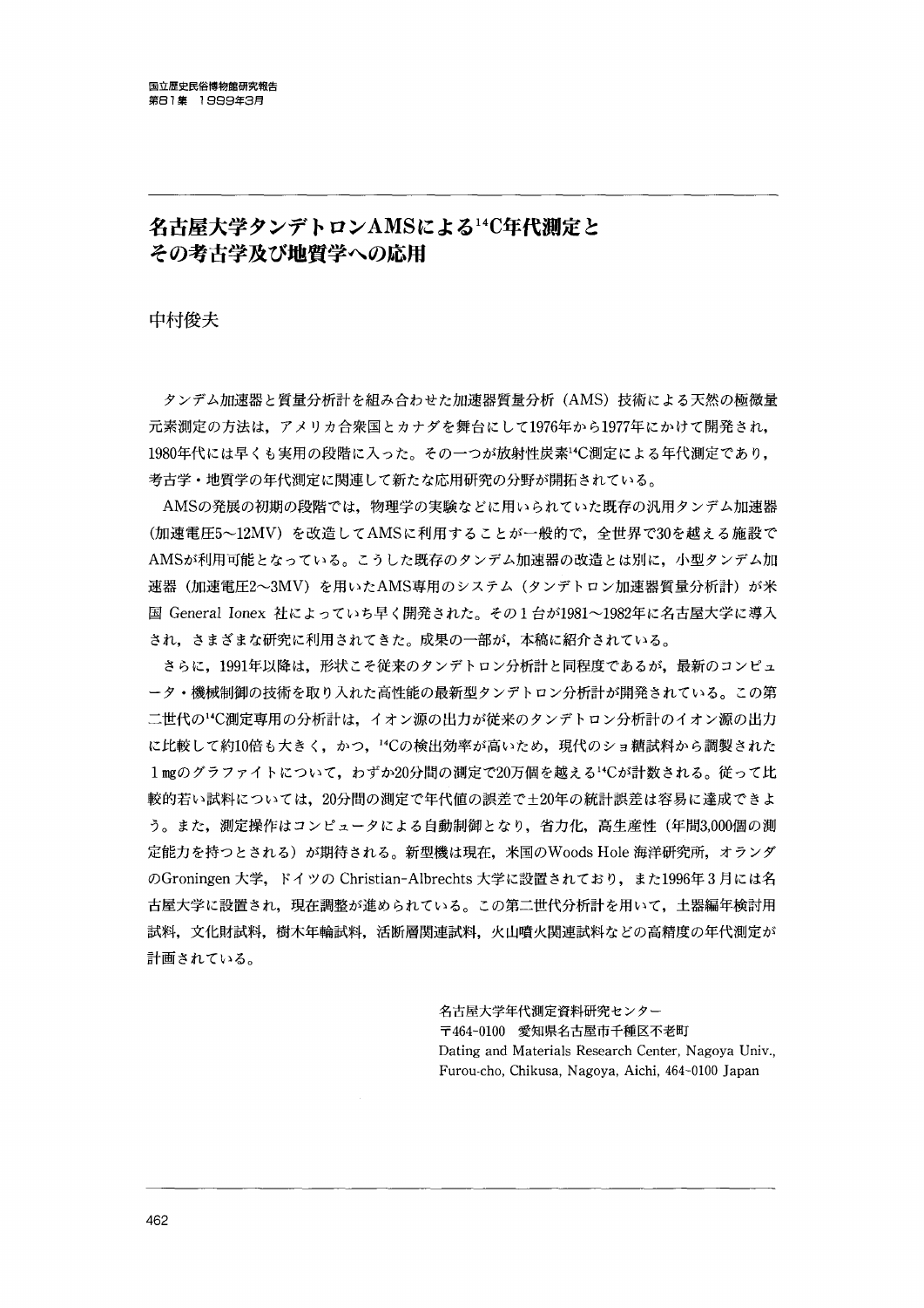# 名古屋大学タンデトロンAMSによる$^{14}$C年代測定とその考古学及び地質学への応用

中村俊夫

タンデム加速器と質量分析計を組み合わせた加速器質量分析（AMS）技術による天然の極微量元素測定の方法は，アメリカ合衆国とカナダを舞台にして1976年から1977年にかけて開発され，1980年代には早くも実用の段階に入った。その一つが放射性炭素$^{14}$C測定による年代測定であり，考古学・地質学の年代測定に関連して新たな応用研究の分野が開拓されている。

AMSの発展の初期の段階では，物理学の実験などに用いられていた既存の汎用タンデム加速器（加速電圧5〜12MV）を改造してAMSに利用することが一般的で，全世界で30を越える施設でAMSが利用可能となっている。こうした既存のタンデム加速器の改造とは別に，小型タンデム加速器（加速電圧2〜3MV）を用いたAMS専用のシステム（タンデトロン加速器質量分析計）が米国 General Ionex 社によっていち早く開発された。その1台が1981〜1982年に名古屋大学に導入され，さまざまな研究に利用されてきた。成果の一部が，本稿に紹介されている。

さらに，1991年以降は，形状こそ従来のタンデトロン分析計と同程度であるが，最新のコンピューター・機械制御の技術を取り入れた高性能の最新型タンデトロン分析計が開発されている。この第二世代の$^{14}$C測定専用の分析計は，イオン源の出力が従来のタンデトロン分析計のイオン源の出力に比較して約10倍も大きく，かつ，$^{14}$Cの検出効率が高いため，現代のショ糖試料から調製された1mgのグラファイトについて，わずか20分間の測定で20万個を越える$^{14}$Cが計数される。従って比較的若い試料については，20分間の測定で年代値の誤差で±20年の統計誤差は容易に達成できよう。また，測定操作はコンピュータによる自動制御となり，省力化，高生産性（年間3,000個の測定能力を持つとされる）が期待される。新型機は現在，米国のWoods Hole 海洋研究所，オランダのGroningen 大学，ドイツの Christian-Albrechts 大学に設置されており，また1996年3月には名古屋大学に設置され，現在調整が進められている。この第二世代分析計を用いて，土器編年検討用試料，文化財試料，樹木年輪試料，活断層関連試料，火山噴火関連試料などの高精度の年代測定が計画されている。

名古屋大学年代測定資料研究センター
〒464-0100　愛知県名古屋市千種区不老町
Dating and Materials Research Center, Nagoya Univ.,
Furou-cho, Chikusa, Nagoya, Aichi, 464-0100 Japan